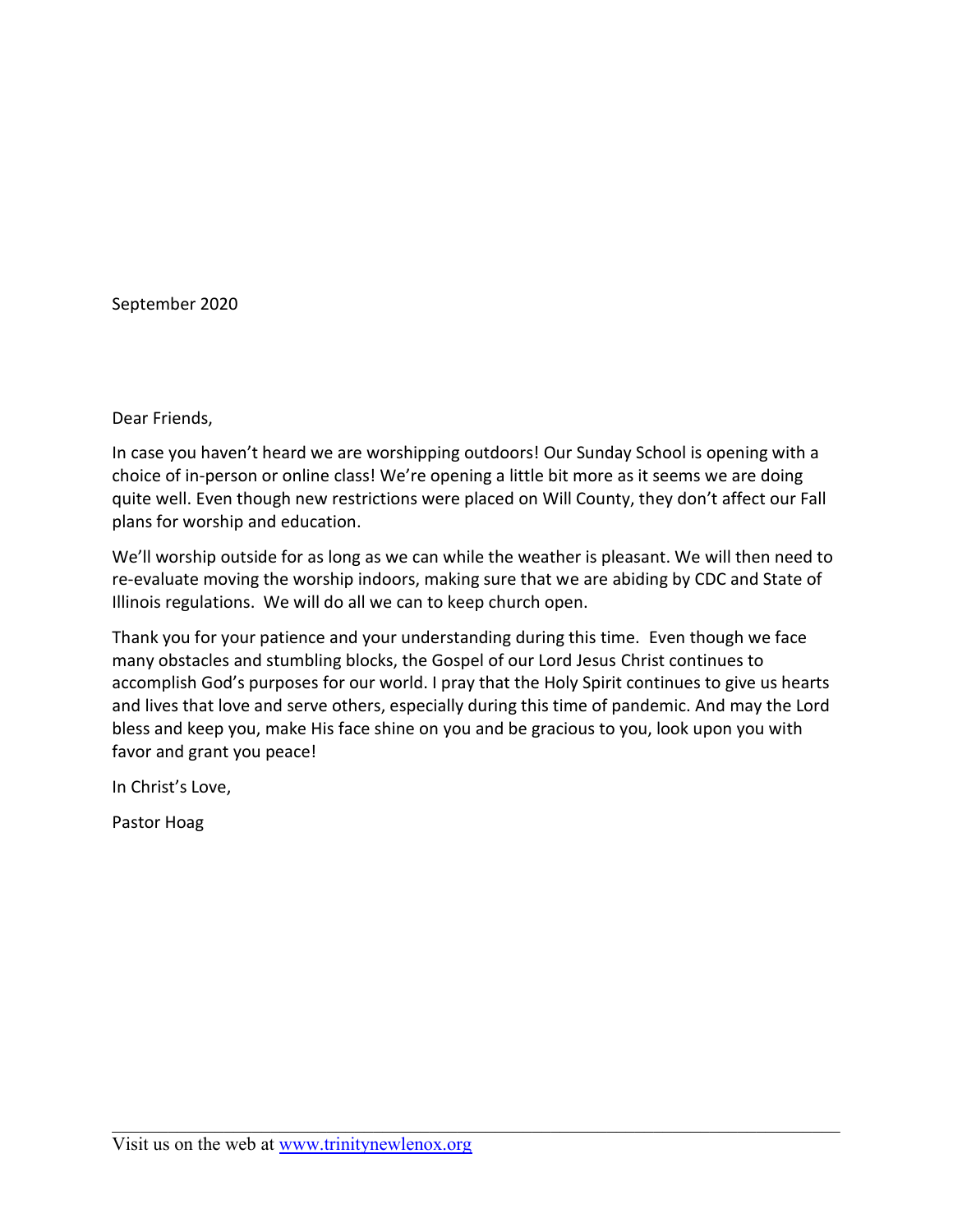September 2020

Dear Friends,

In case you haven't heard we are worshipping outdoors! Our Sunday School is opening with a choice of in-person or online class! We're opening a little bit more as it seems we are doing quite well. Even though new restrictions were placed on Will County, they don't affect our Fall plans for worship and education.

We'll worship outside for as long as we can while the weather is pleasant. We will then need to re-evaluate moving the worship indoors, making sure that we are abiding by CDC and State of Illinois regulations. We will do all we can to keep church open.

Thank you for your patience and your understanding during this time. Even though we face many obstacles and stumbling blocks, the Gospel of our Lord Jesus Christ continues to accomplish God's purposes for our world. I pray that the Holy Spirit continues to give us hearts and lives that love and serve others, especially during this time of pandemic. And may the Lord bless and keep you, make His face shine on you and be gracious to you, look upon you with favor and grant you peace!

In Christ's Love,

Pastor Hoag

Visit us on the web at [www.trinitynewlenox.org](http://www.trinitynewlenox.org)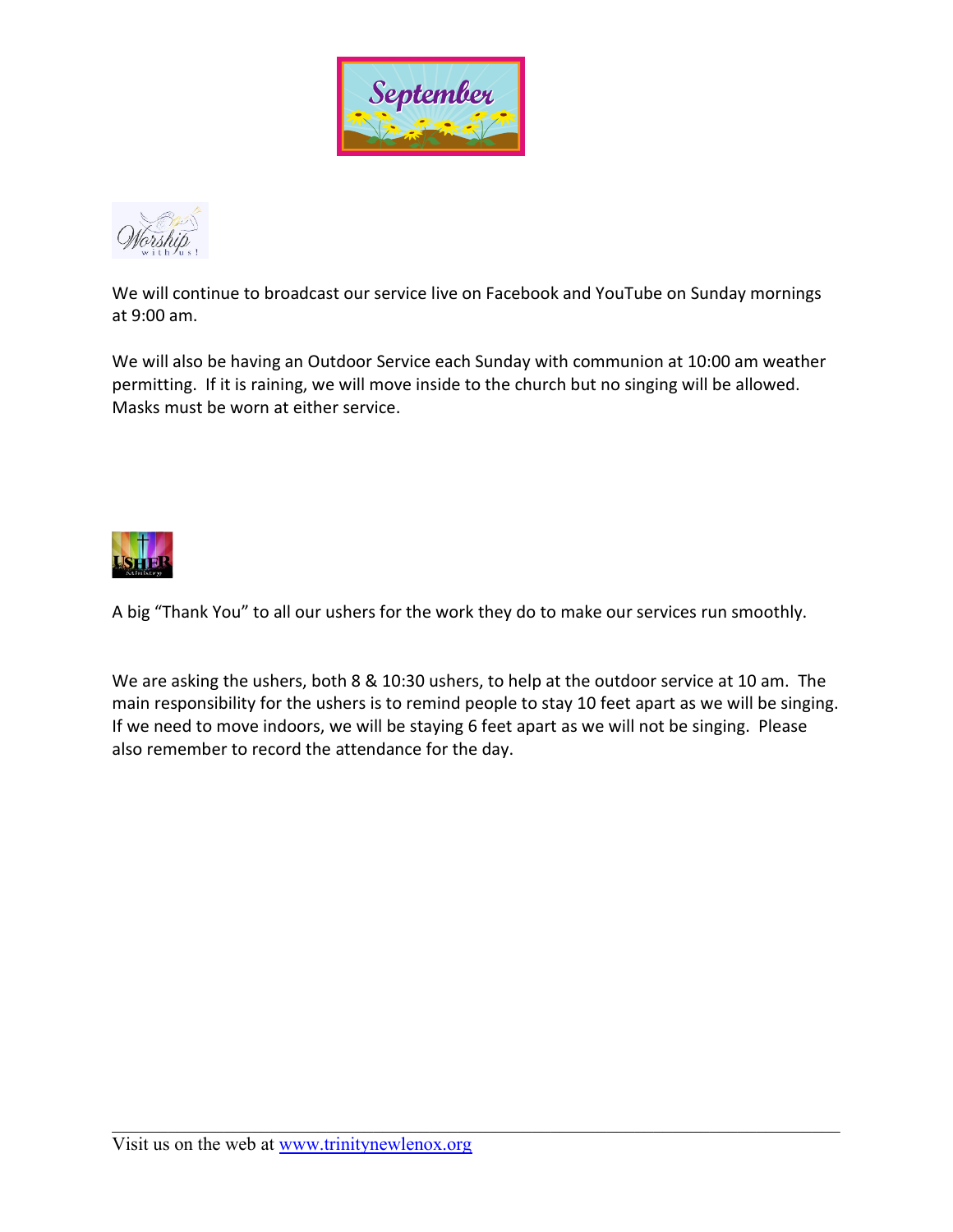We will continue to broadcast our service live on Facebook and YouTube on Sunday mornings at 9:00 am.

We will also be having an Outdoor Service each Sunday with communion at 10:00 am weather permitting. If it is raining, we will move inside to the church but no singing will be allowed. Masks must be worn at either service.

A big "Thank You" to all our ushers for the work they do to make our services run smoothly.

We are asking the ushers, both 8 & 10:30 ushers, to help at the outdoor service at 10 am. The main responsibility for the ushers is to remind people to stay 10 feet apart as we will be singing. If we need to move indoors, we will be staying 6 feet apart as we will not be singing. Please also remember to record the attendance for the day.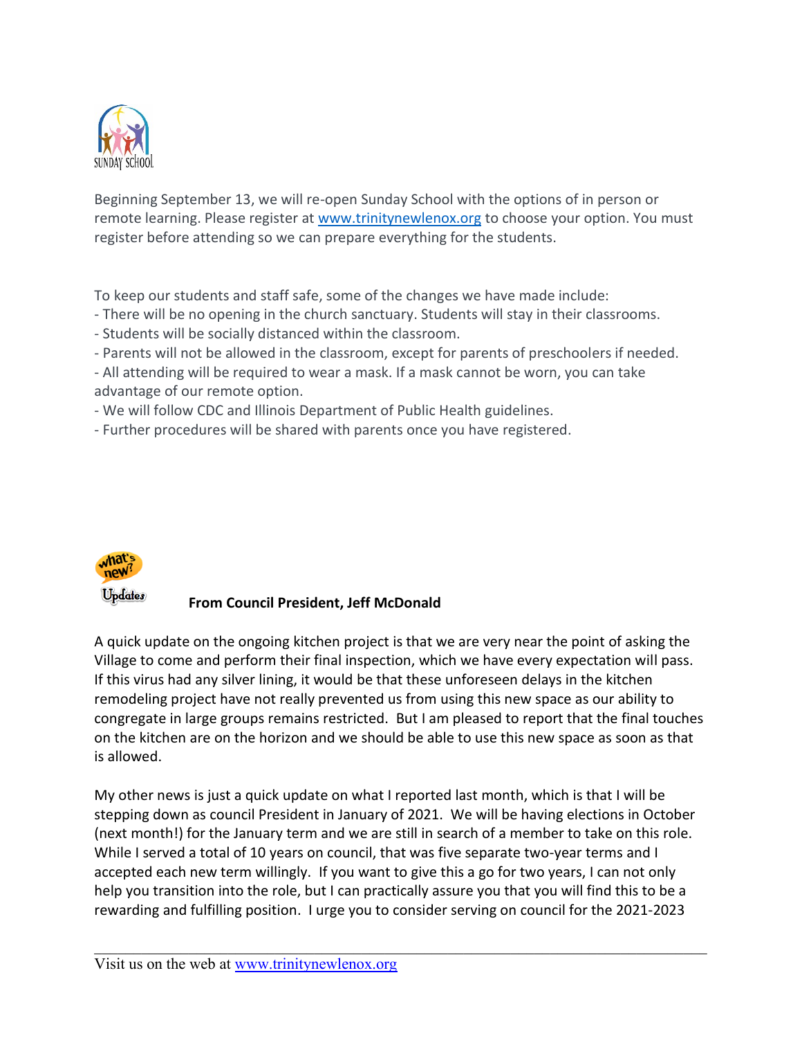Beginning September 13, we will re-open Sunday School with the options of in person or remote learning. Please register at www.trinitynewlenox.org to choose your option. You must register before attending so we can prepare everything for the students.

To keep our students and staff safe, some of the changes we have made include:

- There will be no opening in the church sanctuary. Students will stay in their classrooms.
- Students will be socially distanced within the classroom.
- Parents will not be allowed in the classroom, except for parents of preschoolers if needed.
- All attending will be required to wear a mask. If a mask cannot be worn, you can take advantage of our remote option.
- We will follow CDC and Illinois Department of Public Health guidelines.
- Further procedures will be shared with parents once you have registered.

**From Council President, Jeff McDonald**

A quick update on the ongoing kitchen project is that we are very near the point of asking the Village to come and perform their final inspection, which we have every expectation will pass. If this virus had any silver lining, it would be that these unforeseen delays in the kitchen remodeling project have not really prevented us from using this new space as our ability to congregate in large groups remains restricted. But I am pleased to report that the final touches on the kitchen are on the horizon and we should be able to use this new space as soon as that is allowed.

My other news is just a quick update on what I reported last month, which is that I will be stepping down as council President in January of 2021. We will be having elections in October (next month!) for the January term and we are still in search of a member to take on this role. While I served a total of 10 years on council, that was five separate two-year terms and I accepted each new term willingly. If you want to give this a go for two years, I can not only help you transition into the role, but I can practically assure you that you will find this to be a rewarding and fulfilling position. I urge you to consider serving on council for the 2021-2023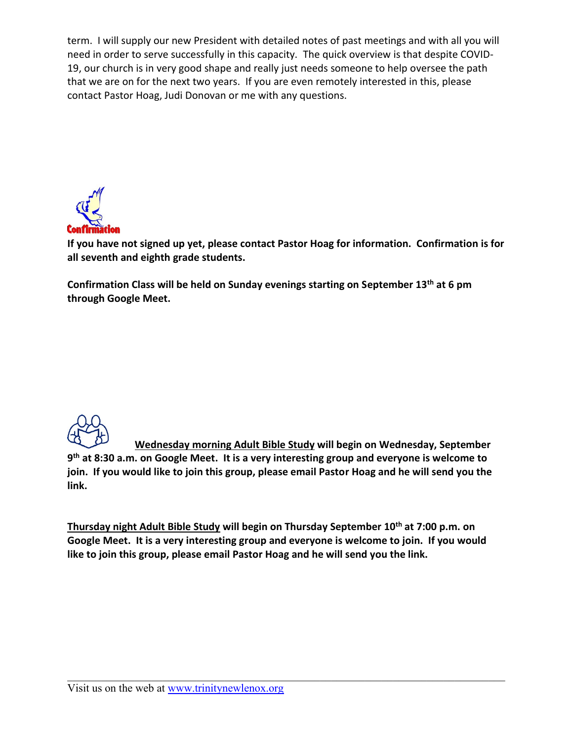term. I will supply our new President with detailed notes of past meetings and with all you will need in order to serve successfully in this capacity. The quick overview is that despite COVID-19, our church is in very good shape and really just needs someone to help oversee the path that we are on for the next two years. If you are even remotely interested in this, please contact Pastor Hoag, Judi Donovan or me with any questions.

Confirmation

**If you have not signed up yet, please contact Pastor Hoag for information. Confirmation is for all seventh and eighth grade students.**

**Confirmation Class will be held on Sunday evenings starting on September 13th at 6 pm through Google Meet.**

**<u>Wednesday morning Adult Bible Study</u> will begin on Wednesday, September 9th at 8:30 a.m. on Google Meet. It is a very interesting group and everyone is welcome to join. If you would like to join this group, please email Pastor Hoag and he will send you the link.**

**<u>Thursday night Adult Bible Study</u> will begin on Thursday September 10th at 7:00 p.m. on Google Meet. It is a very interesting group and everyone is welcome to join. If you would like to join this group, please email Pastor Hoag and he will send you the link.**

Visit us on the web at [www.trinitynewlenox.org](http://www.trinitynewlenox.org)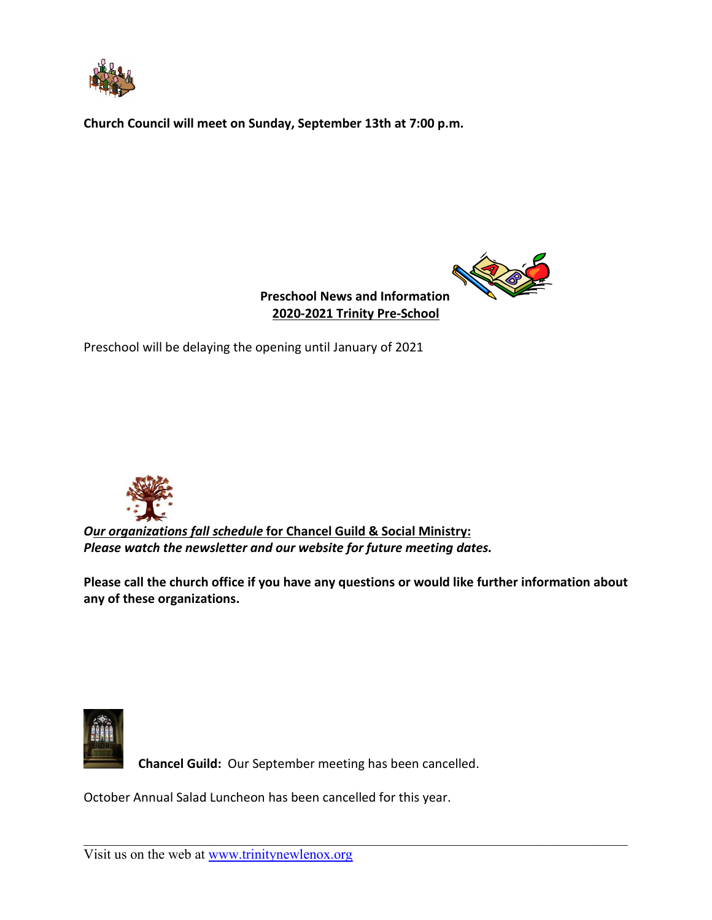**Church Council will meet on Sunday, September 13th at 7:00 p.m.**

**Preschool News and Information**
**<u>2020-2021 Trinity Pre-School</u>**

Preschool will be delaying the opening until January of 2021

***<u>Our organizations fall schedule</u>* <u>for Chancel Guild & Social Ministry:</u>**
***Please watch the newsletter and our website for future meeting dates.***

**Please call the church office if you have any questions or would like further information about any of these organizations.**

**Chancel Guild:** Our September meeting has been cancelled.

October Annual Salad Luncheon has been cancelled for this year.

Visit us on the web at www.trinitynewlenox.org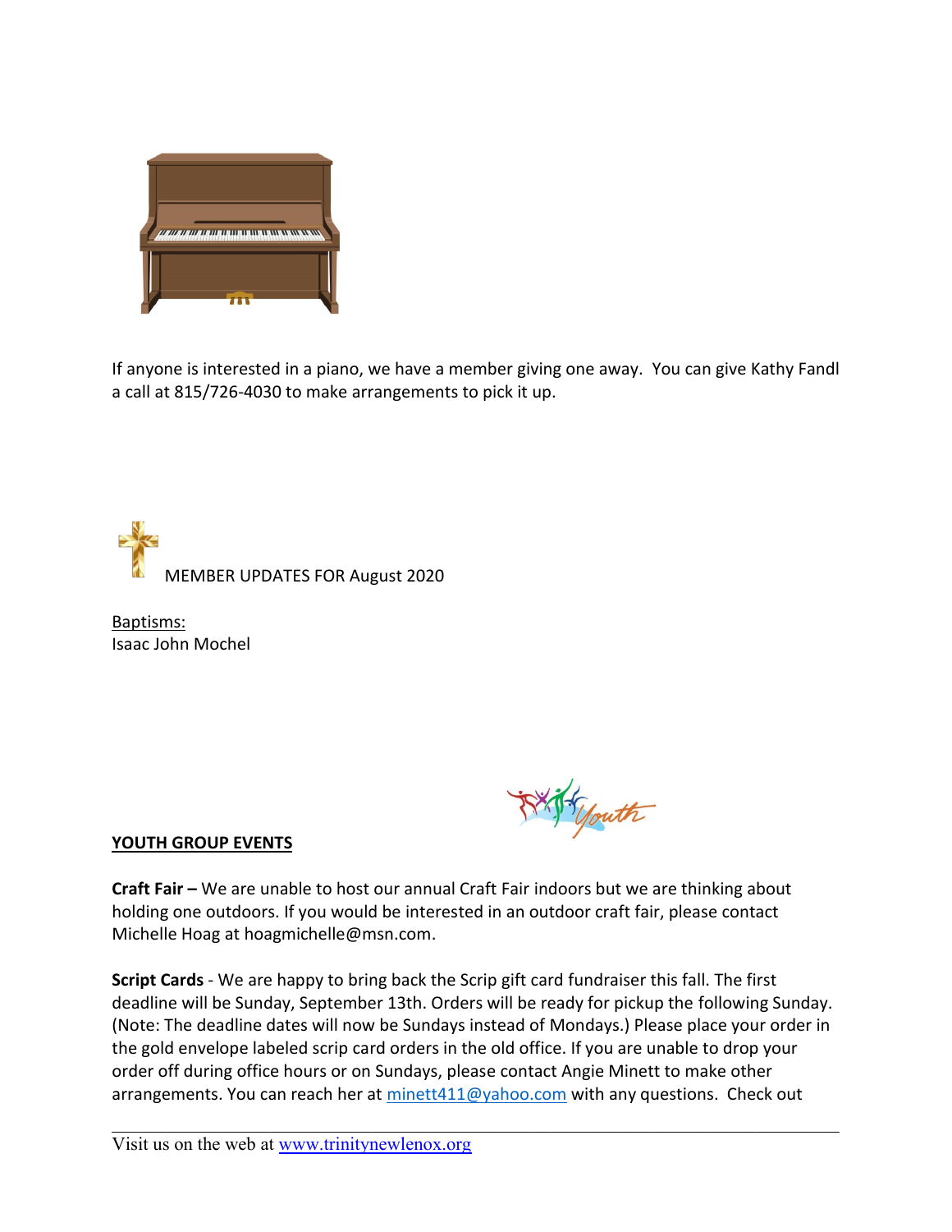If anyone is interested in a piano, we have a member giving one away. You can give Kathy Fandl a call at 815/726-4030 to make arrangements to pick it up.

MEMBER UPDATES FOR August 2020

Baptisms:
Isaac John Mochel

**YOUTH GROUP EVENTS**

**Craft Fair –** We are unable to host our annual Craft Fair indoors but we are thinking about holding one outdoors. If you would be interested in an outdoor craft fair, please contact Michelle Hoag at hoagmichelle@msn.com.

**Script Cards** - We are happy to bring back the Scrip gift card fundraiser this fall. The first deadline will be Sunday, September 13th. Orders will be ready for pickup the following Sunday. (Note: The deadline dates will now be Sundays instead of Mondays.) Please place your order in the gold envelope labeled scrip card orders in the old office. If you are unable to drop your order off during office hours or on Sundays, please contact Angie Minett to make other arrangements. You can reach her at minett411@yahoo.com with any questions. Check out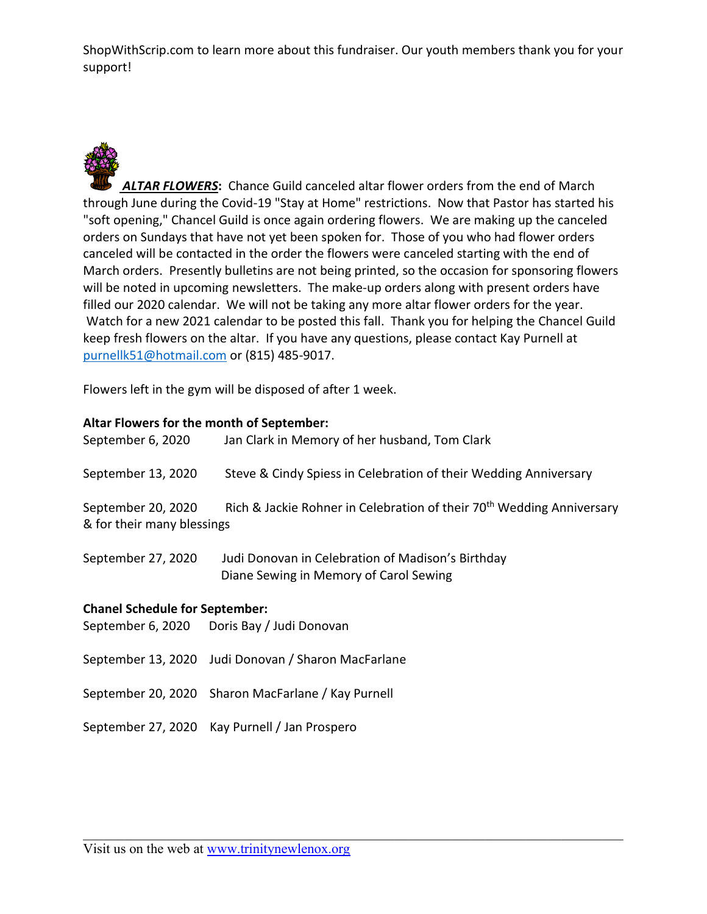ShopWithScrip.com to learn more about this fundraiser. Our youth members thank you for your support!

***ALTAR FLOWERS*:** Chance Guild canceled altar flower orders from the end of March through June during the Covid-19 "Stay at Home" restrictions. Now that Pastor has started his "soft opening," Chancel Guild is once again ordering flowers. We are making up the canceled orders on Sundays that have not yet been spoken for. Those of you who had flower orders canceled will be contacted in the order the flowers were canceled starting with the end of March orders. Presently bulletins are not being printed, so the occasion for sponsoring flowers will be noted in upcoming newsletters. The make-up orders along with present orders have filled our 2020 calendar. We will not be taking any more altar flower orders for the year. Watch for a new 2021 calendar to be posted this fall. Thank you for helping the Chancel Guild keep fresh flowers on the altar. If you have any questions, please contact Kay Purnell at purnellk51@hotmail.com or (815) 485-9017.

Flowers left in the gym will be disposed of after 1 week.

**Altar Flowers for the month of September:**

September 6, 2020 — Jan Clark in Memory of her husband, Tom Clark

September 13, 2020 — Steve & Cindy Spiess in Celebration of their Wedding Anniversary

September 20, 2020 — Rich & Jackie Rohner in Celebration of their 70th Wedding Anniversary & for their many blessings

September 27, 2020 — Judi Donovan in Celebration of Madison's Birthday
Diane Sewing in Memory of Carol Sewing

**Chanel Schedule for September:**

September 6, 2020 — Doris Bay / Judi Donovan

September 13, 2020 — Judi Donovan / Sharon MacFarlane

September 20, 2020 — Sharon MacFarlane / Kay Purnell

September 27, 2020 — Kay Purnell / Jan Prospero

Visit us on the web at www.trinitynewlenox.org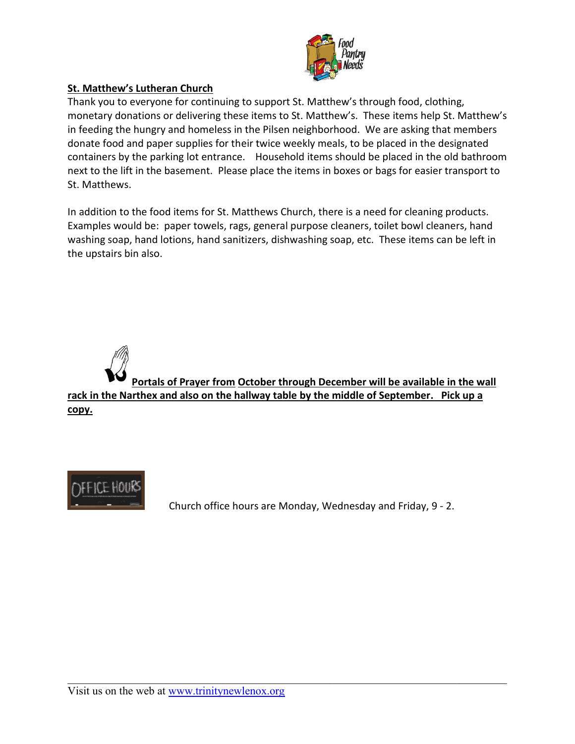**St. Matthew's Lutheran Church**

Thank you to everyone for continuing to support St. Matthew's through food, clothing, monetary donations or delivering these items to St. Matthew's. These items help St. Matthew's in feeding the hungry and homeless in the Pilsen neighborhood. We are asking that members donate food and paper supplies for their twice weekly meals, to be placed in the designated containers by the parking lot entrance. Household items should be placed in the old bathroom next to the lift in the basement. Please place the items in boxes or bags for easier transport to St. Matthews.

In addition to the food items for St. Matthews Church, there is a need for cleaning products. Examples would be: paper towels, rags, general purpose cleaners, toilet bowl cleaners, hand washing soap, hand lotions, hand sanitizers, dishwashing soap, etc. These items can be left in the upstairs bin also.

**Portals of Prayer from October through December will be available in the wall rack in the Narthex and also on the hallway table by the middle of September. Pick up a copy.**

Church office hours are Monday, Wednesday and Friday, 9 - 2.

Visit us on the web at www.trinitynewlenox.org